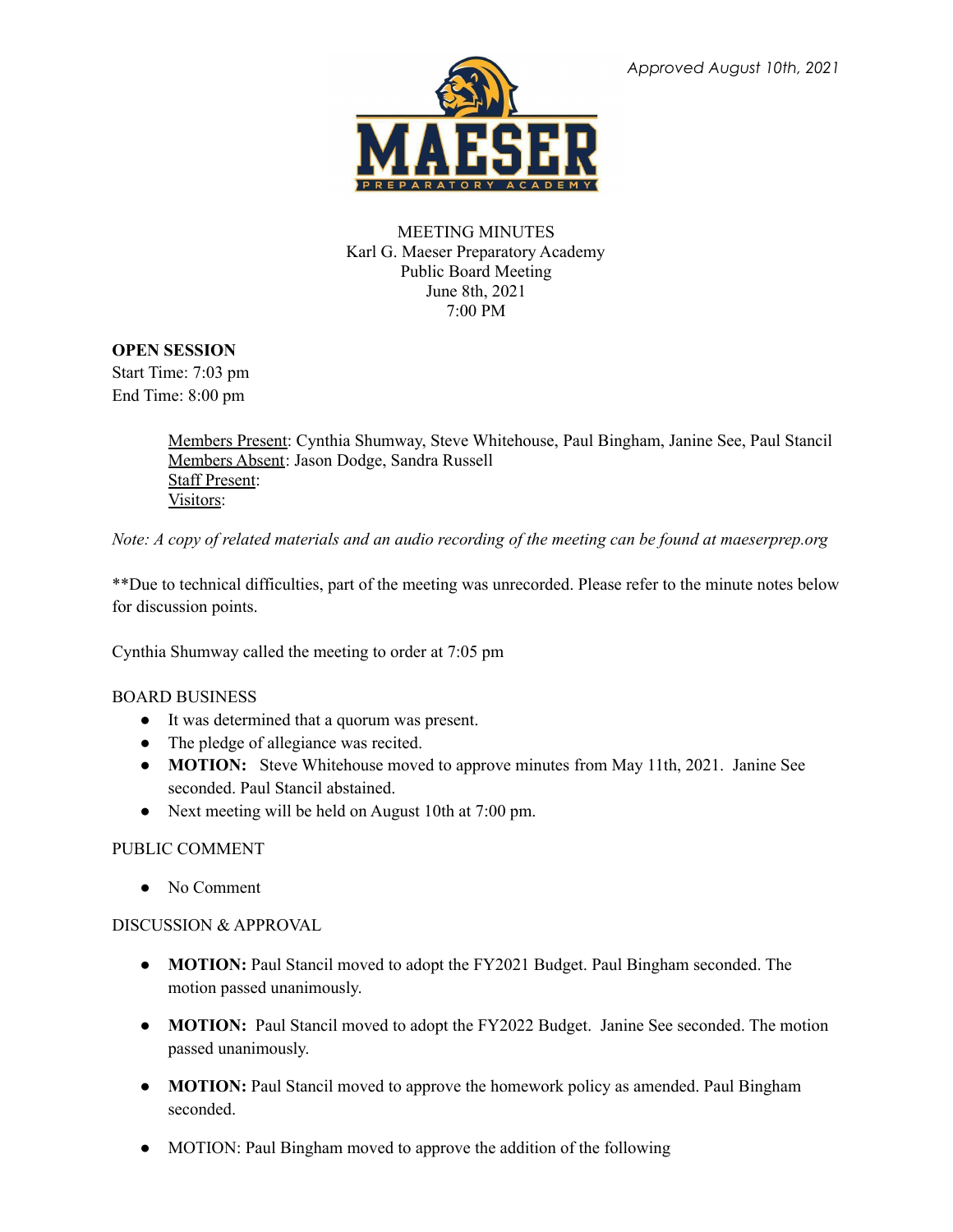*Approved August 10th, 2021*

MEETING MINUTES
Karl G. Maeser Preparatory Academy
Public Board Meeting
June 8th, 2021
7:00 PM

**OPEN SESSION**
Start Time: 7:03 pm
End Time: 8:00 pm

Members Present: Cynthia Shumway, Steve Whitehouse, Paul Bingham, Janine See, Paul Stancil
Members Absent: Jason Dodge, Sandra Russell
Staff Present:
Visitors:

*Note: A copy of related materials and an audio recording of the meeting can be found at maeserprep.org*

**Due to technical difficulties, part of the meeting was unrecorded. Please refer to the minute notes below for discussion points.

Cynthia Shumway called the meeting to order at 7:05 pm

BOARD BUSINESS

- It was determined that a quorum was present.
- The pledge of allegiance was recited.
- **MOTION:** Steve Whitehouse moved to approve minutes from May 11th, 2021. Janine See seconded. Paul Stancil abstained.
- Next meeting will be held on August 10th at 7:00 pm.

PUBLIC COMMENT

- No Comment

DISCUSSION & APPROVAL

- **MOTION:** Paul Stancil moved to adopt the FY2021 Budget. Paul Bingham seconded. The motion passed unanimously.
- **MOTION:** Paul Stancil moved to adopt the FY2022 Budget. Janine See seconded. The motion passed unanimously.
- **MOTION:** Paul Stancil moved to approve the homework policy as amended. Paul Bingham seconded.
- MOTION: Paul Bingham moved to approve the addition of the following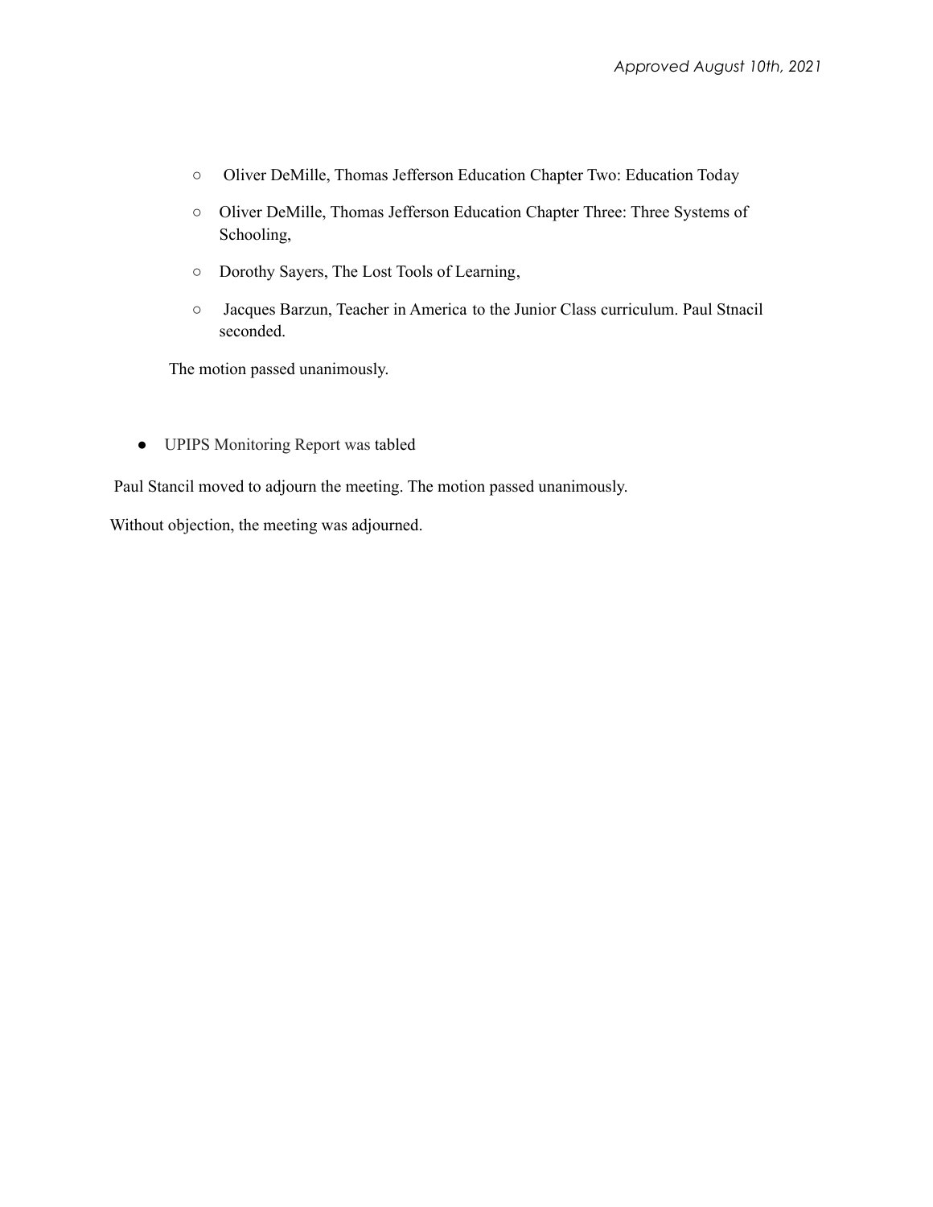*Approved August 10th, 2021*

- Oliver DeMille, Thomas Jefferson Education Chapter Two: Education Today
- Oliver DeMille, Thomas Jefferson Education Chapter Three: Three Systems of Schooling,
- Dorothy Sayers, The Lost Tools of Learning,
- Jacques Barzun, Teacher in America to the Junior Class curriculum. Paul Stnacil seconded.

The motion passed unanimously.

- UPIPS Monitoring Report was tabled

Paul Stancil moved to adjourn the meeting. The motion passed unanimously.

Without objection, the meeting was adjourned.